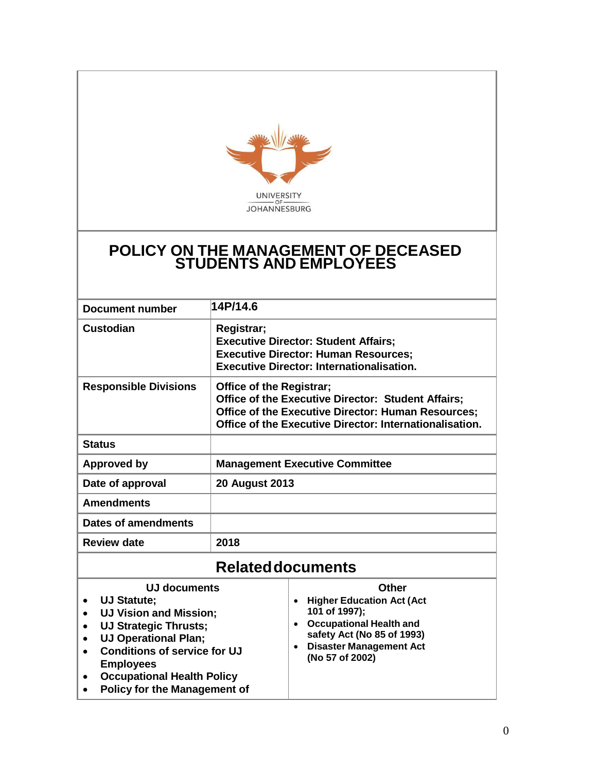UNIVERSITY
OF
JOHANNESBURG

# POLICY ON THE MANAGEMENT OF DECEASED STUDENTS AND EMPLOYEES

| | |
|---|---|
| **Document number** | **14P/14.6** |
| **Custodian** | **Registrar;**<br>**Executive Director: Student Affairs;**<br>**Executive Director: Human Resources;**<br>**Executive Director: Internationalisation.** |
| **Responsible Divisions** | **Office of the Registrar;**<br>**Office of the Executive Director: Student Affairs;**<br>**Office of the Executive Director: Human Resources;**<br>**Office of the Executive Director: Internationalisation.** |
| **Status** | |
| **Approved by** | **Management Executive Committee** |
| **Date of approval** | **20 August 2013** |
| **Amendments** | |
| **Dates of amendments** | |
| **Review date** | **2018** |

## Related documents

| UJ documents | Other |
|---|---|
| • **UJ Statute;**<br>• **UJ Vision and Mission;**<br>• **UJ Strategic Thrusts;**<br>• **UJ Operational Plan;**<br>• **Conditions of service for UJ Employees**<br>• **Occupational Health Policy**<br>• **Policy for the Management of** | • **Higher Education Act (Act 101 of 1997);**<br>• **Occupational Health and safety Act (No 85 of 1993)**<br>• **Disaster Management Act (No 57 of 2002)** |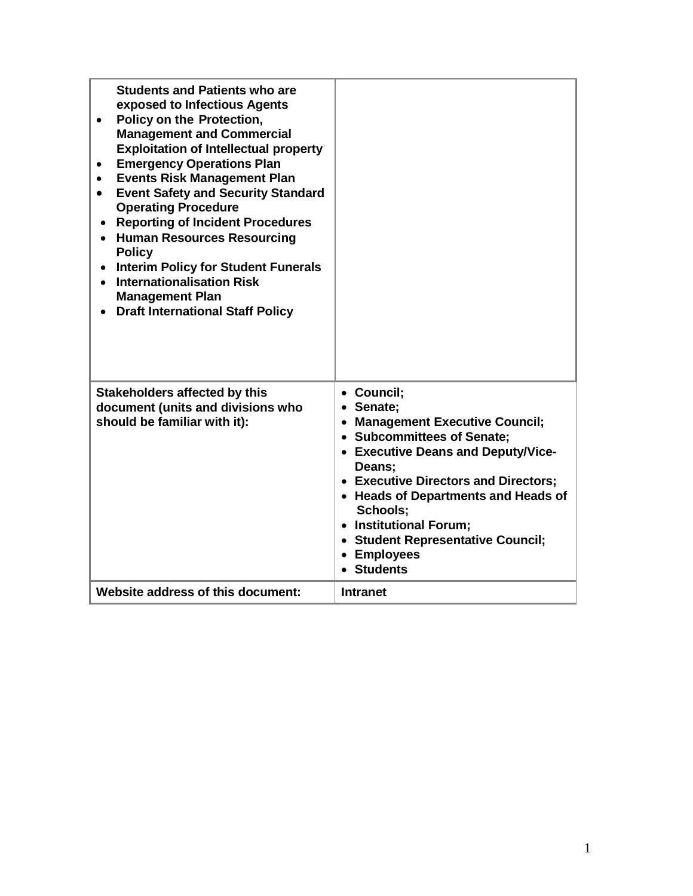| | |
|---|---|
| **Students and Patients who are exposed to Infectious Agents**<br>• **Policy on the Protection, Management and Commercial Exploitation of Intellectual property**<br>• **Emergency Operations Plan**<br>• **Events Risk Management Plan**<br>• **Event Safety and Security Standard Operating Procedure**<br>• **Reporting of Incident Procedures**<br>• **Human Resources Resourcing Policy**<br>• **Interim Policy for Student Funerals**<br>• **Internationalisation Risk Management Plan**<br>• **Draft International Staff Policy** | |
| **Stakeholders affected by this document (units and divisions who should be familiar with it):** | • **Council;**<br>• **Senate;**<br>• **Management Executive Council;**<br>• **Subcommittees of Senate;**<br>• **Executive Deans and Deputy/Vice-Deans;**<br>• **Executive Directors and Directors;**<br>• **Heads of Departments and Heads of Schools;**<br>• **Institutional Forum;**<br>• **Student Representative Council;**<br>• **Employees**<br>• **Students** |
| **Website address of this document:** | **Intranet** |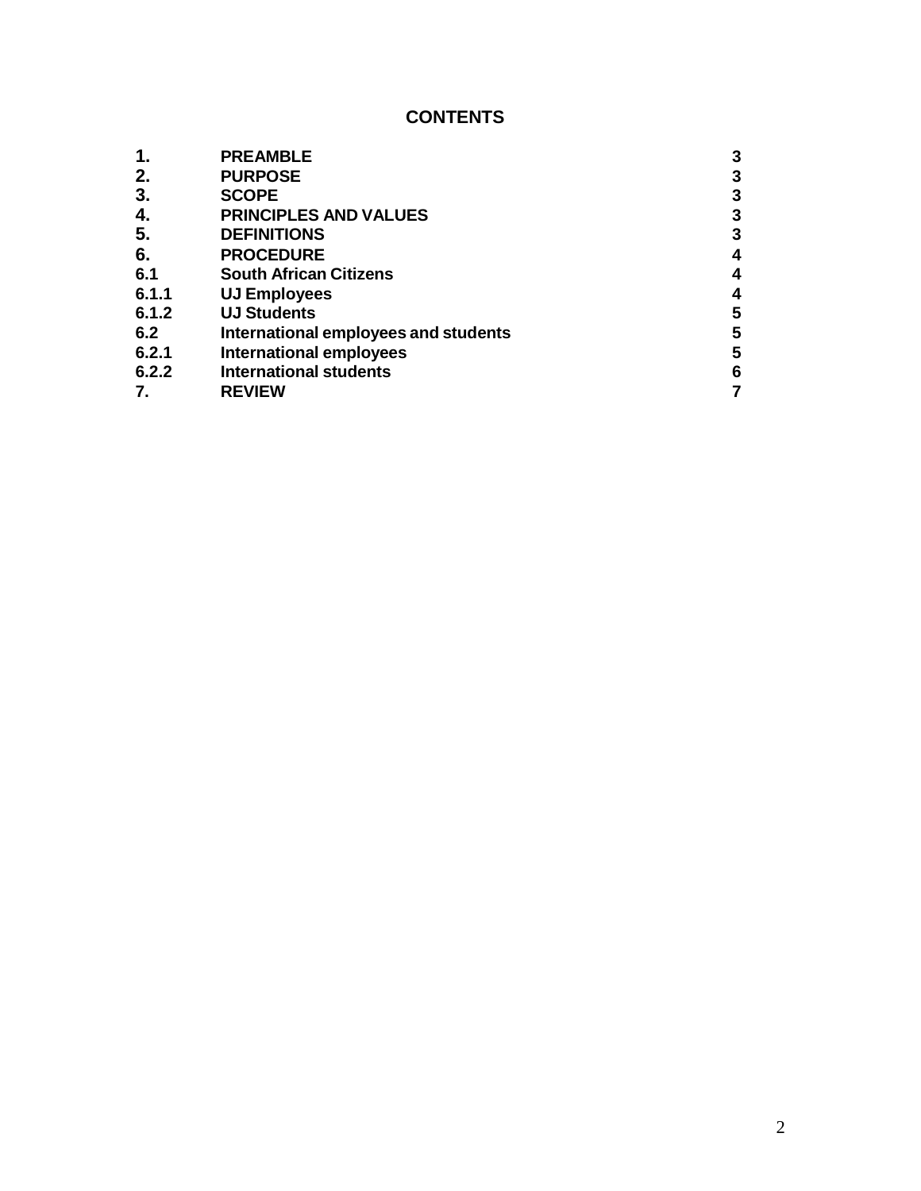## CONTENTS

| | | |
|---|---|---|
| **1.** | **PREAMBLE** | **3** |
| **2.** | **PURPOSE** | **3** |
| **3.** | **SCOPE** | **3** |
| **4.** | **PRINCIPLES AND VALUES** | **3** |
| **5.** | **DEFINITIONS** | **3** |
| **6.** | **PROCEDURE** | **4** |
| **6.1** | **South African Citizens** | **4** |
| **6.1.1** | **UJ Employees** | **4** |
| **6.1.2** | **UJ Students** | **5** |
| **6.2** | **International employees and students** | **5** |
| **6.2.1** | **International employees** | **5** |
| **6.2.2** | **International students** | **6** |
| **7.** | **REVIEW** | **7** |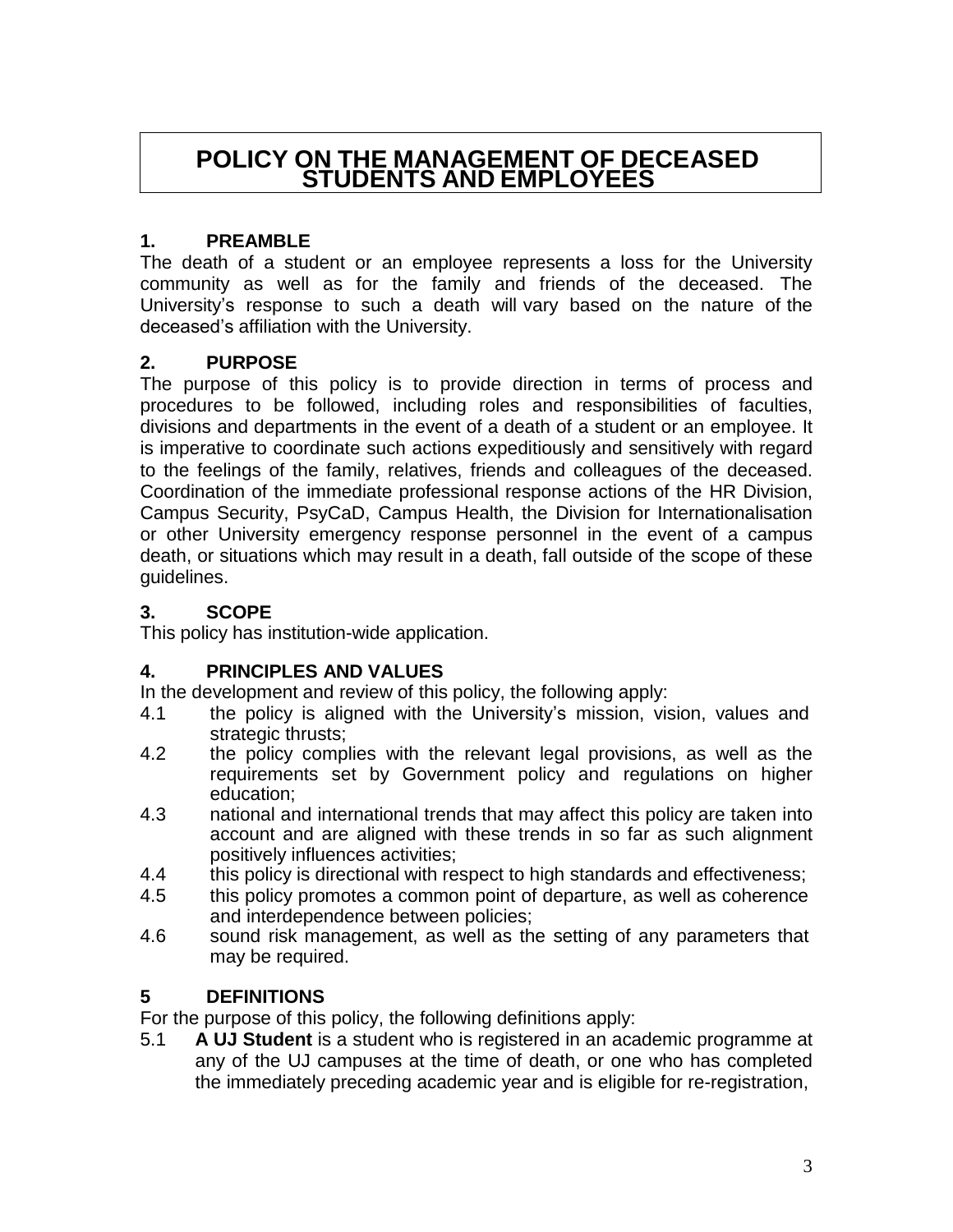# POLICY ON THE MANAGEMENT OF DECEASED STUDENTS AND EMPLOYEES

## 1. PREAMBLE

The death of a student or an employee represents a loss for the University community as well as for the family and friends of the deceased. The University's response to such a death will vary based on the nature of the deceased's affiliation with the University.

## 2. PURPOSE

The purpose of this policy is to provide direction in terms of process and procedures to be followed, including roles and responsibilities of faculties, divisions and departments in the event of a death of a student or an employee. It is imperative to coordinate such actions expeditiously and sensitively with regard to the feelings of the family, relatives, friends and colleagues of the deceased. Coordination of the immediate professional response actions of the HR Division, Campus Security, PsyCaD, Campus Health, the Division for Internationalisation or other University emergency response personnel in the event of a campus death, or situations which may result in a death, fall outside of the scope of these guidelines.

## 3. SCOPE

This policy has institution-wide application.

## 4. PRINCIPLES AND VALUES

In the development and review of this policy, the following apply:

4.1 the policy is aligned with the University's mission, vision, values and strategic thrusts;

4.2 the policy complies with the relevant legal provisions, as well as the requirements set by Government policy and regulations on higher education;

4.3 national and international trends that may affect this policy are taken into account and are aligned with these trends in so far as such alignment positively influences activities;

4.4 this policy is directional with respect to high standards and effectiveness;

4.5 this policy promotes a common point of departure, as well as coherence and interdependence between policies;

4.6 sound risk management, as well as the setting of any parameters that may be required.

## 5 DEFINITIONS

For the purpose of this policy, the following definitions apply:

5.1 **A UJ Student** is a student who is registered in an academic programme at any of the UJ campuses at the time of death, or one who has completed the immediately preceding academic year and is eligible for re-registration,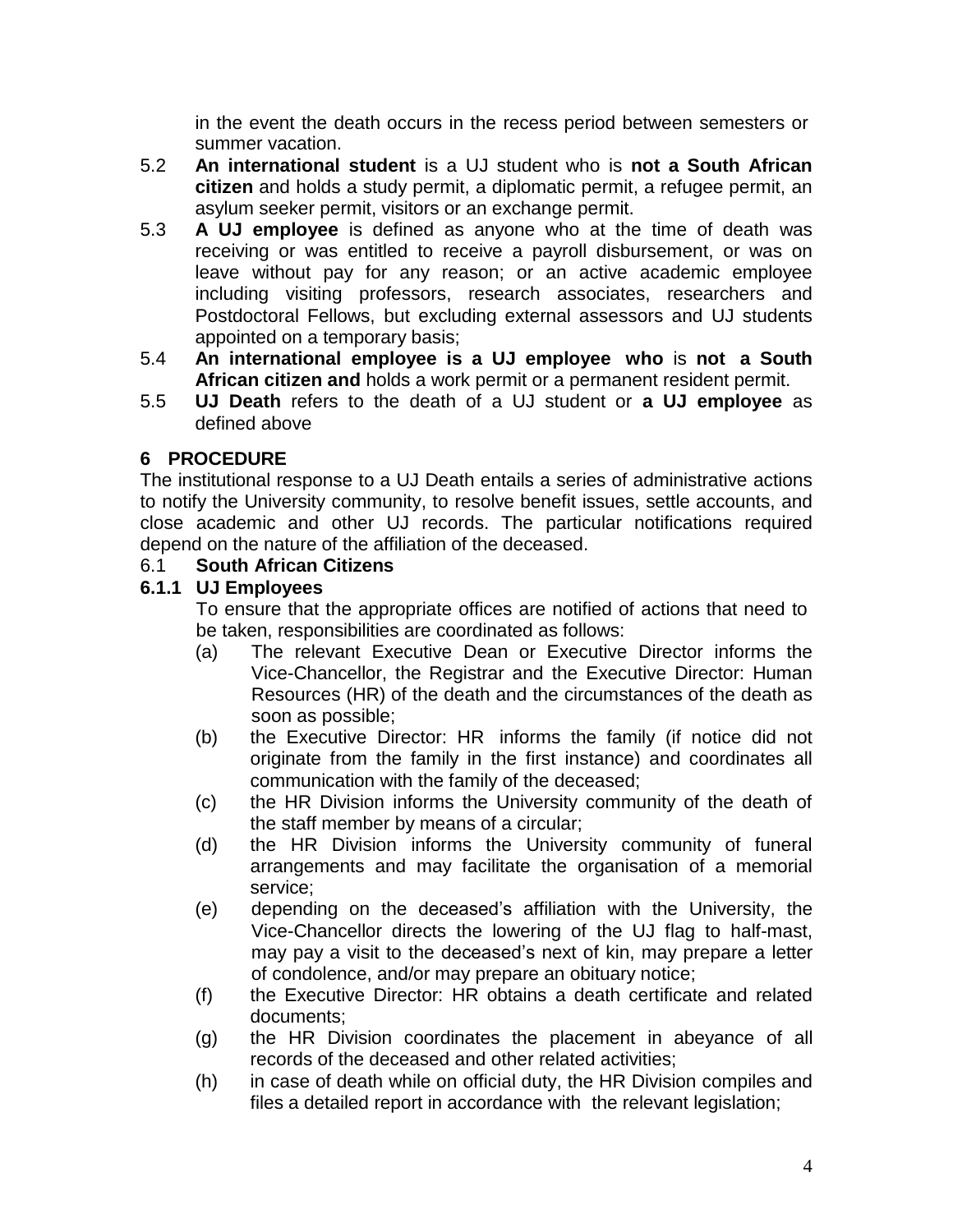in the event the death occurs in the recess period between semesters or summer vacation.

5.2 **An international student** is a UJ student who is **not a South African citizen** and holds a study permit, a diplomatic permit, a refugee permit, an asylum seeker permit, visitors or an exchange permit.

5.3 **A UJ employee** is defined as anyone who at the time of death was receiving or was entitled to receive a payroll disbursement, or was on leave without pay for any reason; or an active academic employee including visiting professors, research associates, researchers and Postdoctoral Fellows, but excluding external assessors and UJ students appointed on a temporary basis;

5.4 **An international employee is a UJ employee who** is **not a South African citizen and** holds a work permit or a permanent resident permit.

5.5 **UJ Death** refers to the death of a UJ student or **a UJ employee** as defined above

## 6 PROCEDURE

The institutional response to a UJ Death entails a series of administrative actions to notify the University community, to resolve benefit issues, settle accounts, and close academic and other UJ records. The particular notifications required depend on the nature of the affiliation of the deceased.

### 6.1 South African Citizens

#### 6.1.1 UJ Employees

To ensure that the appropriate offices are notified of actions that need to be taken, responsibilities are coordinated as follows:

(a) The relevant Executive Dean or Executive Director informs the Vice-Chancellor, the Registrar and the Executive Director: Human Resources (HR) of the death and the circumstances of the death as soon as possible;

(b) the Executive Director: HR informs the family (if notice did not originate from the family in the first instance) and coordinates all communication with the family of the deceased;

(c) the HR Division informs the University community of the death of the staff member by means of a circular;

(d) the HR Division informs the University community of funeral arrangements and may facilitate the organisation of a memorial service;

(e) depending on the deceased's affiliation with the University, the Vice-Chancellor directs the lowering of the UJ flag to half-mast, may pay a visit to the deceased's next of kin, may prepare a letter of condolence, and/or may prepare an obituary notice;

(f) the Executive Director: HR obtains a death certificate and related documents;

(g) the HR Division coordinates the placement in abeyance of all records of the deceased and other related activities;

(h) in case of death while on official duty, the HR Division compiles and files a detailed report in accordance with the relevant legislation;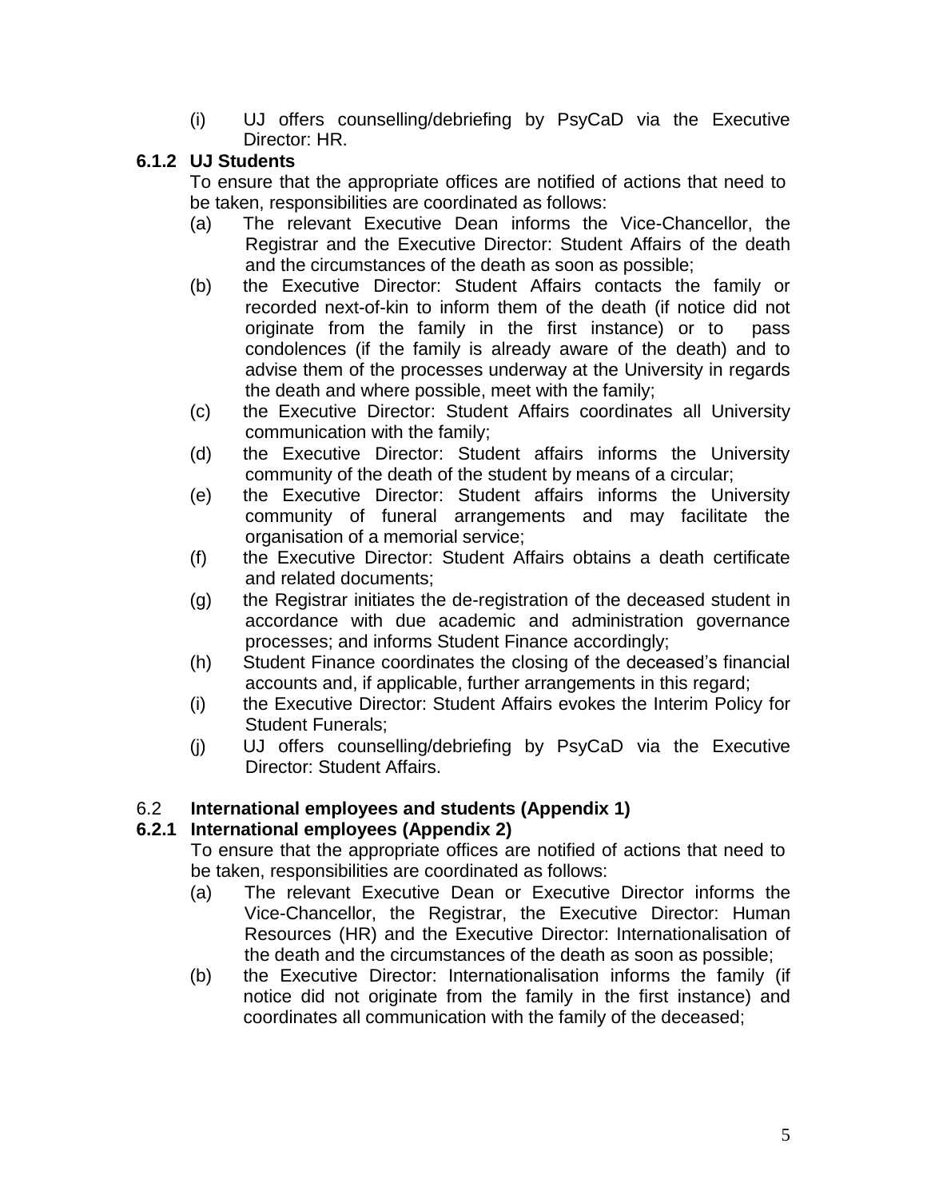(i) UJ offers counselling/debriefing by PsyCaD via the Executive Director: HR.

### 6.1.2 UJ Students

To ensure that the appropriate offices are notified of actions that need to be taken, responsibilities are coordinated as follows:

(a) The relevant Executive Dean informs the Vice-Chancellor, the Registrar and the Executive Director: Student Affairs of the death and the circumstances of the death as soon as possible;

(b) the Executive Director: Student Affairs contacts the family or recorded next-of-kin to inform them of the death (if notice did not originate from the family in the first instance) or to pass condolences (if the family is already aware of the death) and to advise them of the processes underway at the University in regards the death and where possible, meet with the family;

(c) the Executive Director: Student Affairs coordinates all University communication with the family;

(d) the Executive Director: Student affairs informs the University community of the death of the student by means of a circular;

(e) the Executive Director: Student affairs informs the University community of funeral arrangements and may facilitate the organisation of a memorial service;

(f) the Executive Director: Student Affairs obtains a death certificate and related documents;

(g) the Registrar initiates the de-registration of the deceased student in accordance with due academic and administration governance processes; and informs Student Finance accordingly;

(h) Student Finance coordinates the closing of the deceased's financial accounts and, if applicable, further arrangements in this regard;

(i) the Executive Director: Student Affairs evokes the Interim Policy for Student Funerals;

(j) UJ offers counselling/debriefing by PsyCaD via the Executive Director: Student Affairs.

## 6.2 **International employees and students (Appendix 1)**

### 6.2.1 International employees (Appendix 2)

To ensure that the appropriate offices are notified of actions that need to be taken, responsibilities are coordinated as follows:

(a) The relevant Executive Dean or Executive Director informs the Vice-Chancellor, the Registrar, the Executive Director: Human Resources (HR) and the Executive Director: Internationalisation of the death and the circumstances of the death as soon as possible;

(b) the Executive Director: Internationalisation informs the family (if notice did not originate from the family in the first instance) and coordinates all communication with the family of the deceased;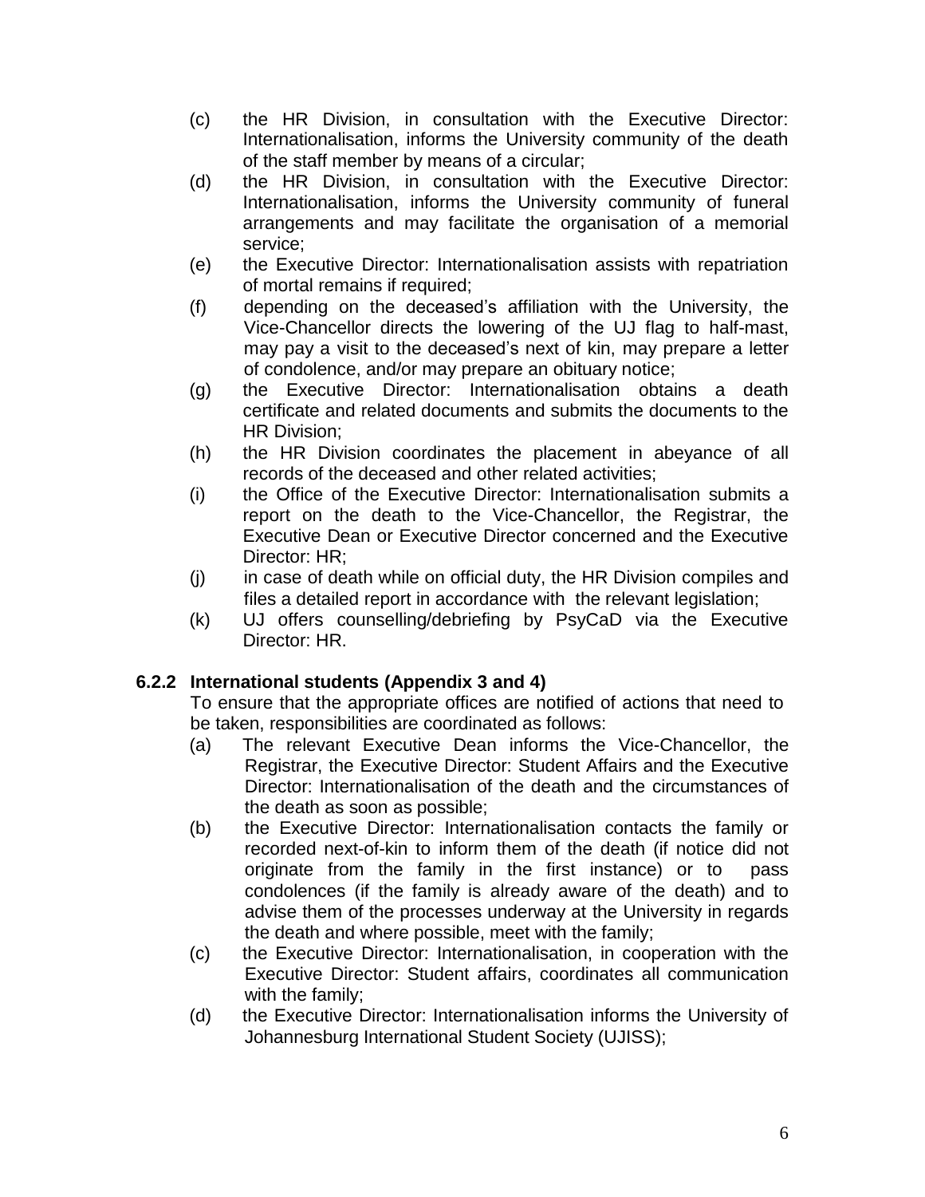(c) the HR Division, in consultation with the Executive Director: Internationalisation, informs the University community of the death of the staff member by means of a circular;

(d) the HR Division, in consultation with the Executive Director: Internationalisation, informs the University community of funeral arrangements and may facilitate the organisation of a memorial service;

(e) the Executive Director: Internationalisation assists with repatriation of mortal remains if required;

(f) depending on the deceased's affiliation with the University, the Vice-Chancellor directs the lowering of the UJ flag to half-mast, may pay a visit to the deceased's next of kin, may prepare a letter of condolence, and/or may prepare an obituary notice;

(g) the Executive Director: Internationalisation obtains a death certificate and related documents and submits the documents to the HR Division;

(h) the HR Division coordinates the placement in abeyance of all records of the deceased and other related activities;

(i) the Office of the Executive Director: Internationalisation submits a report on the death to the Vice-Chancellor, the Registrar, the Executive Dean or Executive Director concerned and the Executive Director: HR;

(j) in case of death while on official duty, the HR Division compiles and files a detailed report in accordance with the relevant legislation;

(k) UJ offers counselling/debriefing by PsyCaD via the Executive Director: HR.

**6.2.2 International students (Appendix 3 and 4)**

To ensure that the appropriate offices are notified of actions that need to be taken, responsibilities are coordinated as follows:

(a) The relevant Executive Dean informs the Vice-Chancellor, the Registrar, the Executive Director: Student Affairs and the Executive Director: Internationalisation of the death and the circumstances of the death as soon as possible;

(b) the Executive Director: Internationalisation contacts the family or recorded next-of-kin to inform them of the death (if notice did not originate from the family in the first instance) or to pass condolences (if the family is already aware of the death) and to advise them of the processes underway at the University in regards the death and where possible, meet with the family;

(c) the Executive Director: Internationalisation, in cooperation with the Executive Director: Student affairs, coordinates all communication with the family;

(d) the Executive Director: Internationalisation informs the University of Johannesburg International Student Society (UJISS);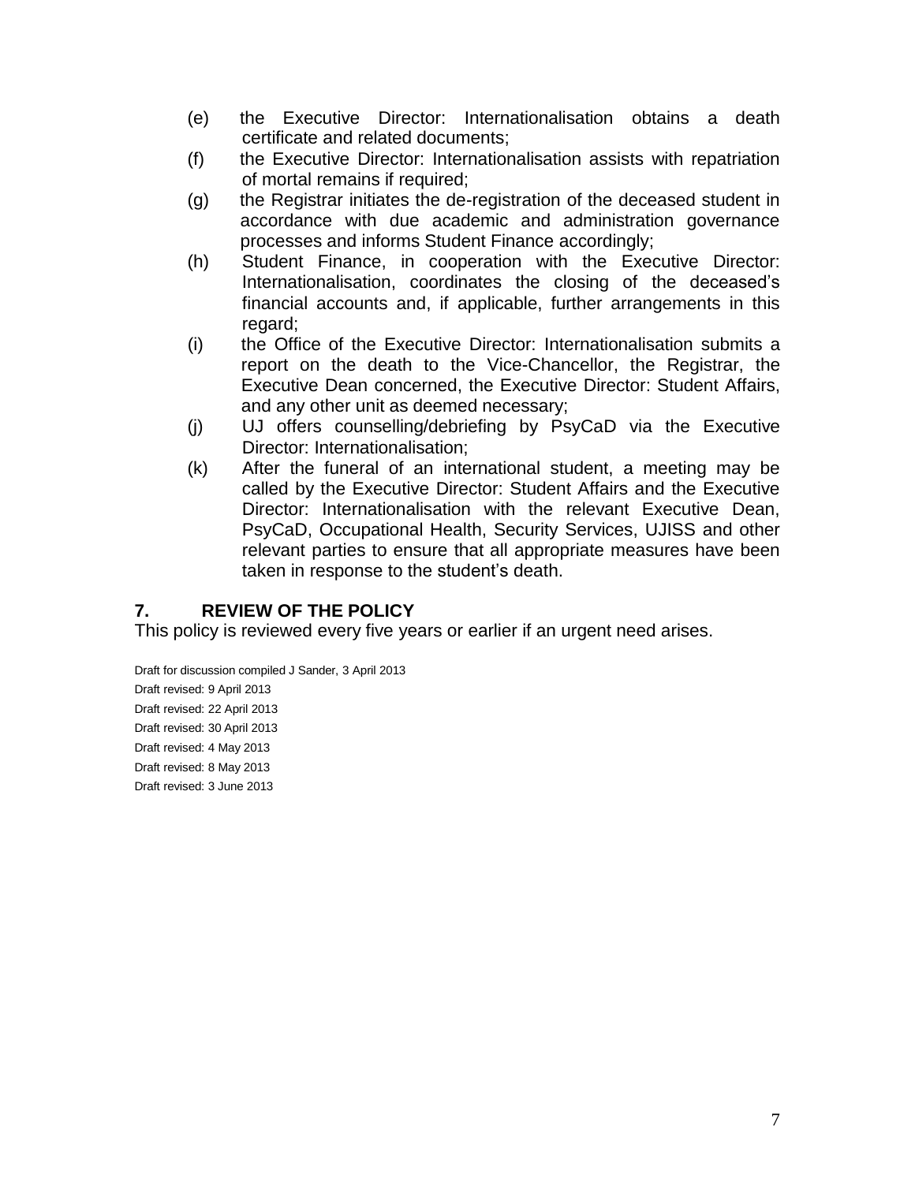(e) the Executive Director: Internationalisation obtains a death certificate and related documents;

(f) the Executive Director: Internationalisation assists with repatriation of mortal remains if required;

(g) the Registrar initiates the de-registration of the deceased student in accordance with due academic and administration governance processes and informs Student Finance accordingly;

(h) Student Finance, in cooperation with the Executive Director: Internationalisation, coordinates the closing of the deceased's financial accounts and, if applicable, further arrangements in this regard;

(i) the Office of the Executive Director: Internationalisation submits a report on the death to the Vice-Chancellor, the Registrar, the Executive Dean concerned, the Executive Director: Student Affairs, and any other unit as deemed necessary;

(j) UJ offers counselling/debriefing by PsyCaD via the Executive Director: Internationalisation;

(k) After the funeral of an international student, a meeting may be called by the Executive Director: Student Affairs and the Executive Director: Internationalisation with the relevant Executive Dean, PsyCaD, Occupational Health, Security Services, UJISS and other relevant parties to ensure that all appropriate measures have been taken in response to the student's death.

## 7. REVIEW OF THE POLICY

This policy is reviewed every five years or earlier if an urgent need arises.

Draft for discussion compiled J Sander, 3 April 2013

Draft revised: 9 April 2013

Draft revised: 22 April 2013

Draft revised: 30 April 2013

Draft revised: 4 May 2013

Draft revised: 8 May 2013

Draft revised: 3 June 2013